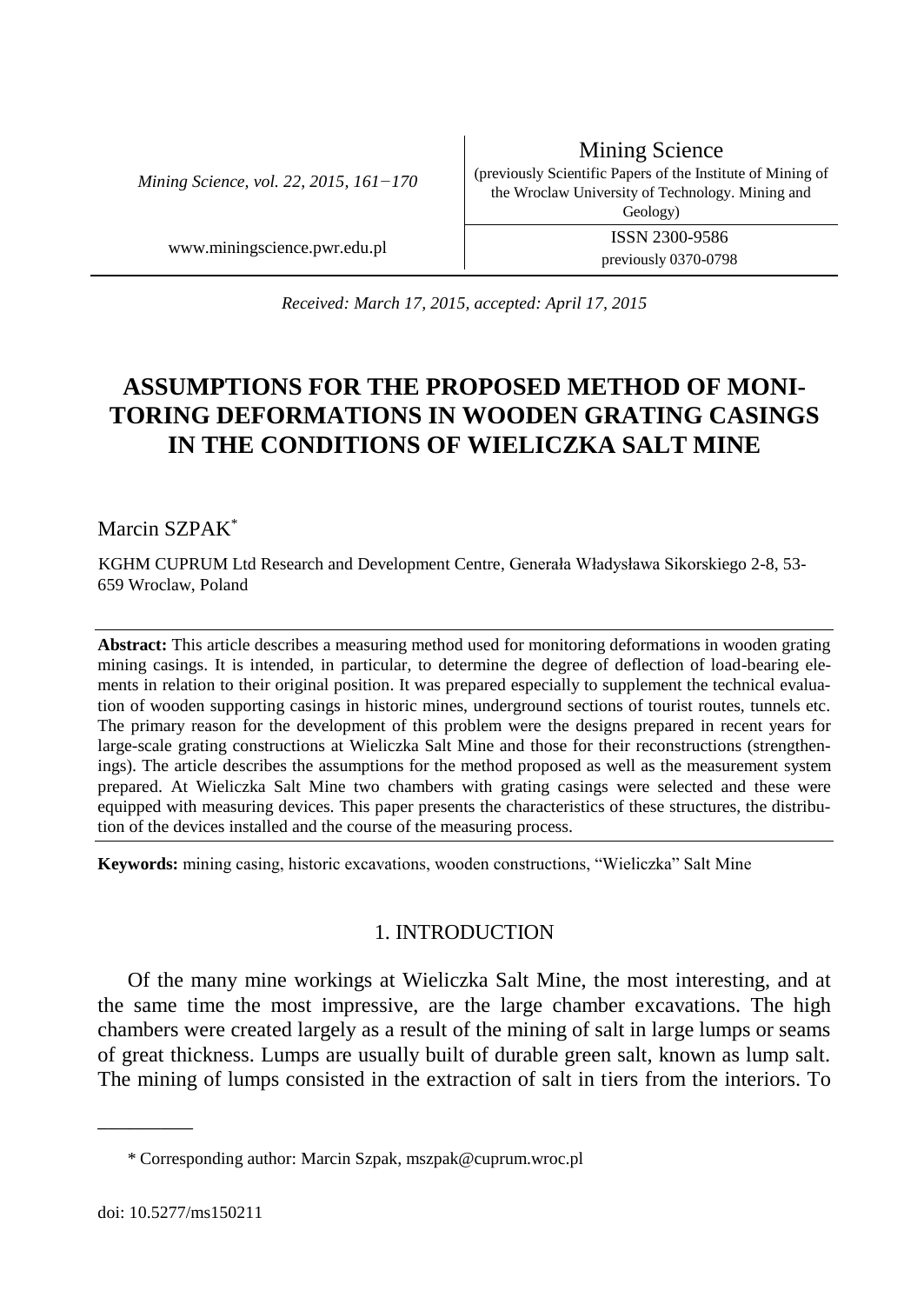Received: March 17, 2015, accepted: April 17, 2015

# ASSUMPTIONS FOR THE PROPOSED METHOD OF MONITORING DEFORMATIONS IN WOODEN GRATING CASINGS IN THE CONDITIONS OF WIELICZKA SALT MINE

Marcin SZPAK*

KGHM CUPRUM Ltd Research and Development Centre, Generała Władysława Sikorskiego 2-8, 53-659 Wroclaw, Poland

**Abstract:** This article describes a measuring method used for monitoring deformations in wooden grating mining casings. It is intended, in particular, to determine the degree of deflection of load-bearing elements in relation to their original position. It was prepared especially to supplement the technical evaluation of wooden supporting casings in historic mines, underground sections of tourist routes, tunnels etc. The primary reason for the development of this problem were the designs prepared in recent years for large-scale grating constructions at Wieliczka Salt Mine and those for their reconstructions (strengthenings). The article describes the assumptions for the method proposed as well as the measurement system prepared. At Wieliczka Salt Mine two chambers with grating casings were selected and these were equipped with measuring devices. This paper presents the characteristics of these structures, the distribution of the devices installed and the course of the measuring process.

**Keywords:** mining casing, historic excavations, wooden constructions, "Wieliczka" Salt Mine

## 1. INTRODUCTION

Of the many mine workings at Wieliczka Salt Mine, the most interesting, and at the same time the most impressive, are the large chamber excavations. The high chambers were created largely as a result of the mining of salt in large lumps or seams of great thickness. Lumps are usually built of durable green salt, known as lump salt. The mining of lumps consisted in the extraction of salt in tiers from the interiors. To

* Corresponding author: Marcin Szpak, mszpak@cuprum.wroc.pl

doi: 10.5277/ms150211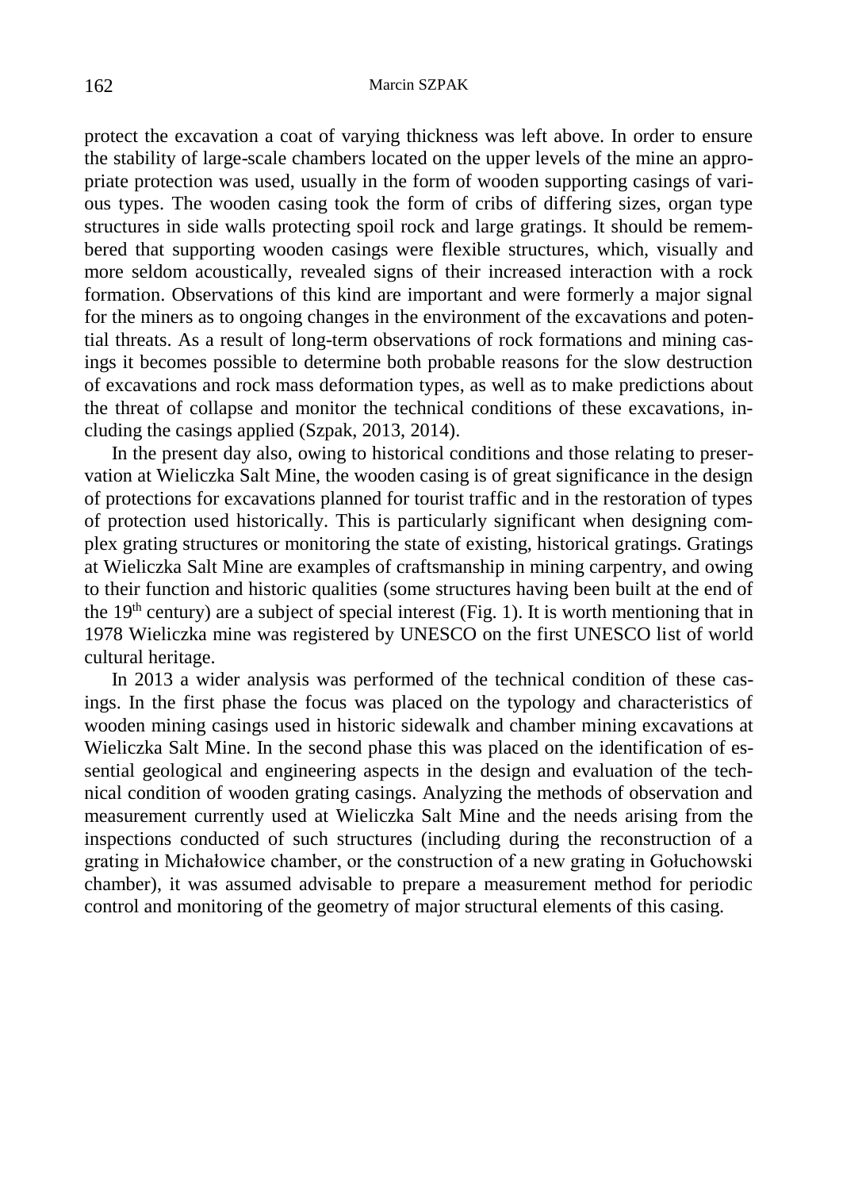protect the excavation a coat of varying thickness was left above. In order to ensure the stability of large-scale chambers located on the upper levels of the mine an appropriate protection was used, usually in the form of wooden supporting casings of various types. The wooden casing took the form of cribs of differing sizes, organ type structures in side walls protecting spoil rock and large gratings. It should be remembered that supporting wooden casings were flexible structures, which, visually and more seldom acoustically, revealed signs of their increased interaction with a rock formation. Observations of this kind are important and were formerly a major signal for the miners as to ongoing changes in the environment of the excavations and potential threats. As a result of long-term observations of rock formations and mining casings it becomes possible to determine both probable reasons for the slow destruction of excavations and rock mass deformation types, as well as to make predictions about the threat of collapse and monitor the technical conditions of these excavations, including the casings applied (Szpak, 2013, 2014).

In the present day also, owing to historical conditions and those relating to preservation at Wieliczka Salt Mine, the wooden casing is of great significance in the design of protections for excavations planned for tourist traffic and in the restoration of types of protection used historically. This is particularly significant when designing complex grating structures or monitoring the state of existing, historical gratings. Gratings at Wieliczka Salt Mine are examples of craftsmanship in mining carpentry, and owing to their function and historic qualities (some structures having been built at the end of the 19th century) are a subject of special interest (Fig. 1). It is worth mentioning that in 1978 Wieliczka mine was registered by UNESCO on the first UNESCO list of world cultural heritage.

In 2013 a wider analysis was performed of the technical condition of these casings. In the first phase the focus was placed on the typology and characteristics of wooden mining casings used in historic sidewalk and chamber mining excavations at Wieliczka Salt Mine. In the second phase this was placed on the identification of essential geological and engineering aspects in the design and evaluation of the technical condition of wooden grating casings. Analyzing the methods of observation and measurement currently used at Wieliczka Salt Mine and the needs arising from the inspections conducted of such structures (including during the reconstruction of a grating in Michałowice chamber, or the construction of a new grating in Gołuchowski chamber), it was assumed advisable to prepare a measurement method for periodic control and monitoring of the geometry of major structural elements of this casing.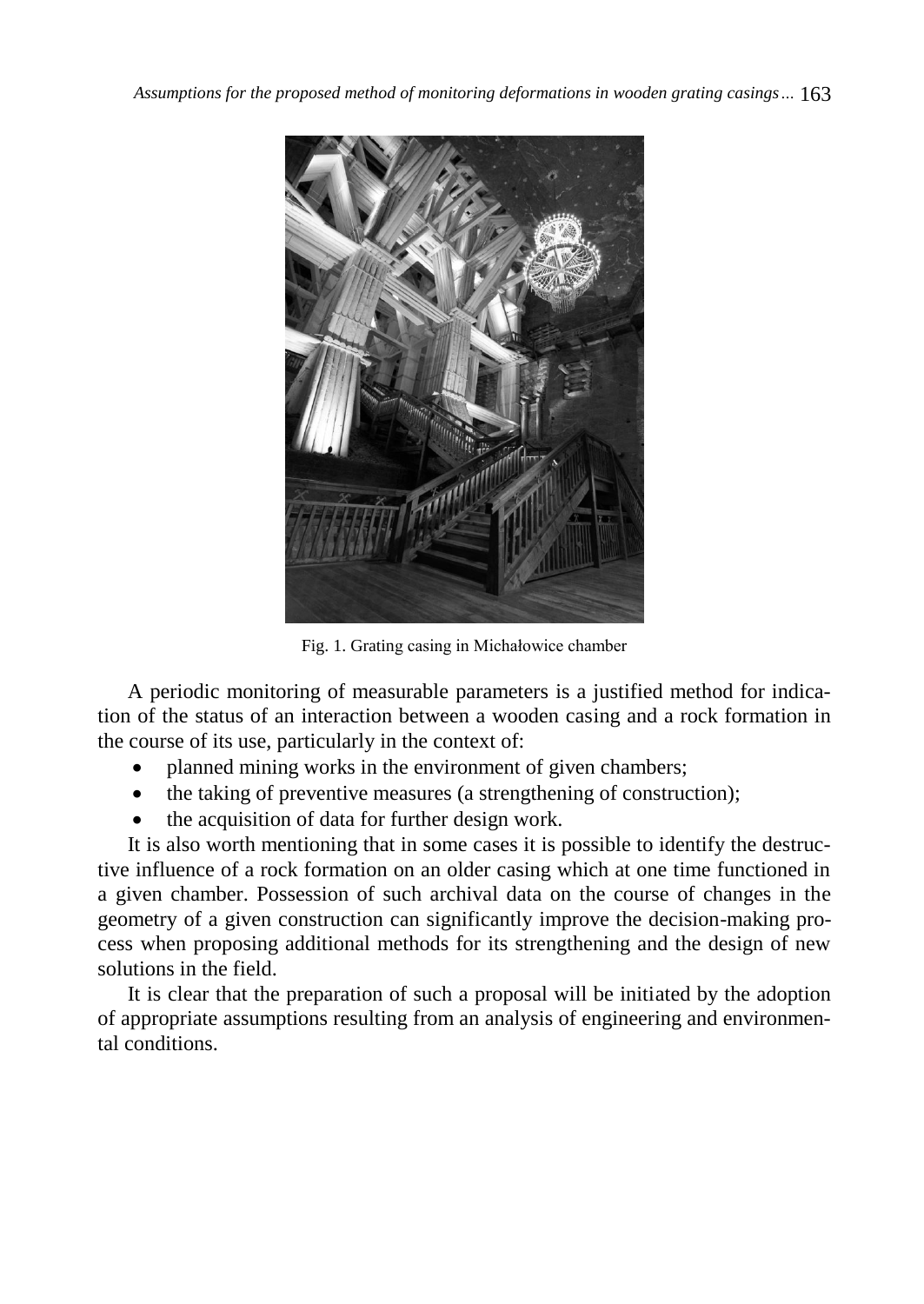Fig. 1. Grating casing in Michałowice chamber

A periodic monitoring of measurable parameters is a justified method for indication of the status of an interaction between a wooden casing and a rock formation in the course of its use, particularly in the context of:

- planned mining works in the environment of given chambers;
- the taking of preventive measures (a strengthening of construction);
- the acquisition of data for further design work.

It is also worth mentioning that in some cases it is possible to identify the destructive influence of a rock formation on an older casing which at one time functioned in a given chamber. Possession of such archival data on the course of changes in the geometry of a given construction can significantly improve the decision-making process when proposing additional methods for its strengthening and the design of new solutions in the field.

It is clear that the preparation of such a proposal will be initiated by the adoption of appropriate assumptions resulting from an analysis of engineering and environmental conditions.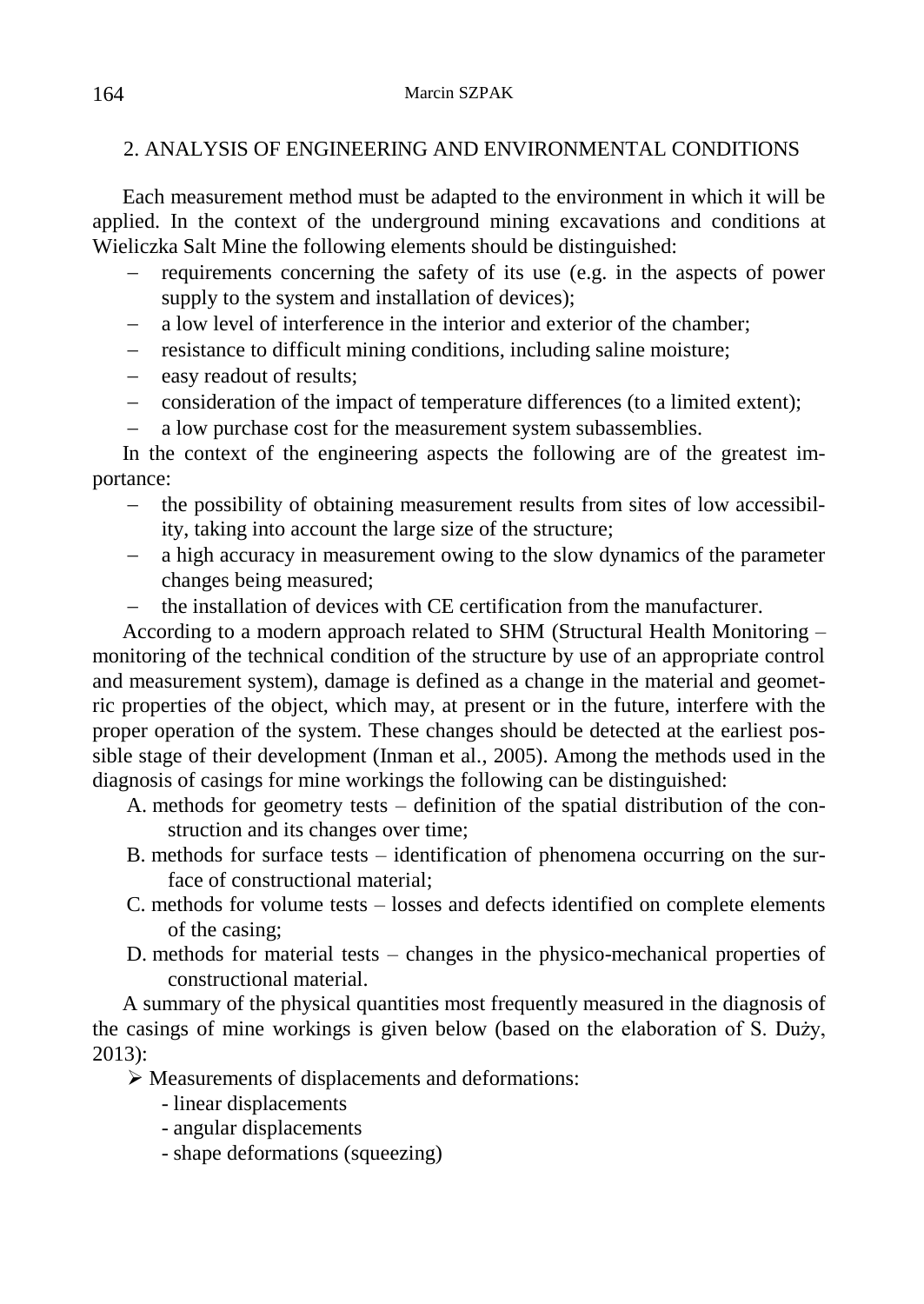## 2. ANALYSIS OF ENGINEERING AND ENVIRONMENTAL CONDITIONS

Each measurement method must be adapted to the environment in which it will be applied. In the context of the underground mining excavations and conditions at Wieliczka Salt Mine the following elements should be distinguished:

- requirements concerning the safety of its use (e.g. in the aspects of power supply to the system and installation of devices);
- a low level of interference in the interior and exterior of the chamber;
- resistance to difficult mining conditions, including saline moisture;
- easy readout of results;
- consideration of the impact of temperature differences (to a limited extent);
- a low purchase cost for the measurement system subassemblies.

In the context of the engineering aspects the following are of the greatest importance:

- the possibility of obtaining measurement results from sites of low accessibility, taking into account the large size of the structure;
- a high accuracy in measurement owing to the slow dynamics of the parameter changes being measured;
- the installation of devices with CE certification from the manufacturer.

According to a modern approach related to SHM (Structural Health Monitoring – monitoring of the technical condition of the structure by use of an appropriate control and measurement system), damage is defined as a change in the material and geometric properties of the object, which may, at present or in the future, interfere with the proper operation of the system. These changes should be detected at the earliest possible stage of their development (Inman et al., 2005). Among the methods used in the diagnosis of casings for mine workings the following can be distinguished:

A. methods for geometry tests – definition of the spatial distribution of the construction and its changes over time;
B. methods for surface tests – identification of phenomena occurring on the surface of constructional material;
C. methods for volume tests – losses and defects identified on complete elements of the casing;
D. methods for material tests – changes in the physico-mechanical properties of constructional material.

A summary of the physical quantities most frequently measured in the diagnosis of the casings of mine workings is given below (based on the elaboration of S. Duży, 2013):

- Measurements of displacements and deformations:
  - linear displacements
  - angular displacements
  - shape deformations (squeezing)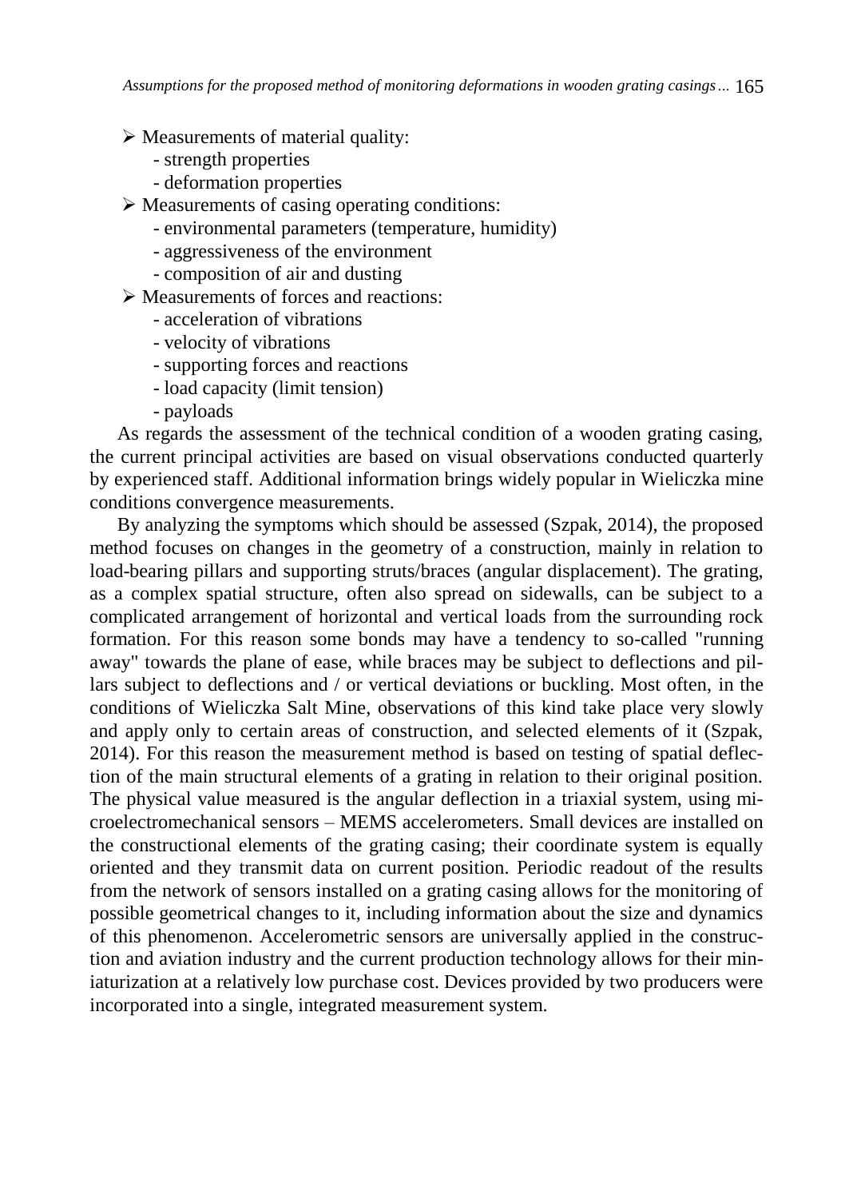- Measurements of material quality:
  - strength properties
  - deformation properties
- Measurements of casing operating conditions:
  - environmental parameters (temperature, humidity)
  - aggressiveness of the environment
  - composition of air and dusting
- Measurements of forces and reactions:
  - acceleration of vibrations
  - velocity of vibrations
  - supporting forces and reactions
  - load capacity (limit tension)
  - payloads

As regards the assessment of the technical condition of a wooden grating casing, the current principal activities are based on visual observations conducted quarterly by experienced staff. Additional information brings widely popular in Wieliczka mine conditions convergence measurements.

By analyzing the symptoms which should be assessed (Szpak, 2014), the proposed method focuses on changes in the geometry of a construction, mainly in relation to load-bearing pillars and supporting struts/braces (angular displacement). The grating, as a complex spatial structure, often also spread on sidewalls, can be subject to a complicated arrangement of horizontal and vertical loads from the surrounding rock formation. For this reason some bonds may have a tendency to so-called "running away" towards the plane of ease, while braces may be subject to deflections and pillars subject to deflections and / or vertical deviations or buckling. Most often, in the conditions of Wieliczka Salt Mine, observations of this kind take place very slowly and apply only to certain areas of construction, and selected elements of it (Szpak, 2014). For this reason the measurement method is based on testing of spatial deflection of the main structural elements of a grating in relation to their original position. The physical value measured is the angular deflection in a triaxial system, using microelectromechanical sensors – MEMS accelerometers. Small devices are installed on the constructional elements of the grating casing; their coordinate system is equally oriented and they transmit data on current position. Periodic readout of the results from the network of sensors installed on a grating casing allows for the monitoring of possible geometrical changes to it, including information about the size and dynamics of this phenomenon. Accelerometric sensors are universally applied in the construction and aviation industry and the current production technology allows for their miniaturization at a relatively low purchase cost. Devices provided by two producers were incorporated into a single, integrated measurement system.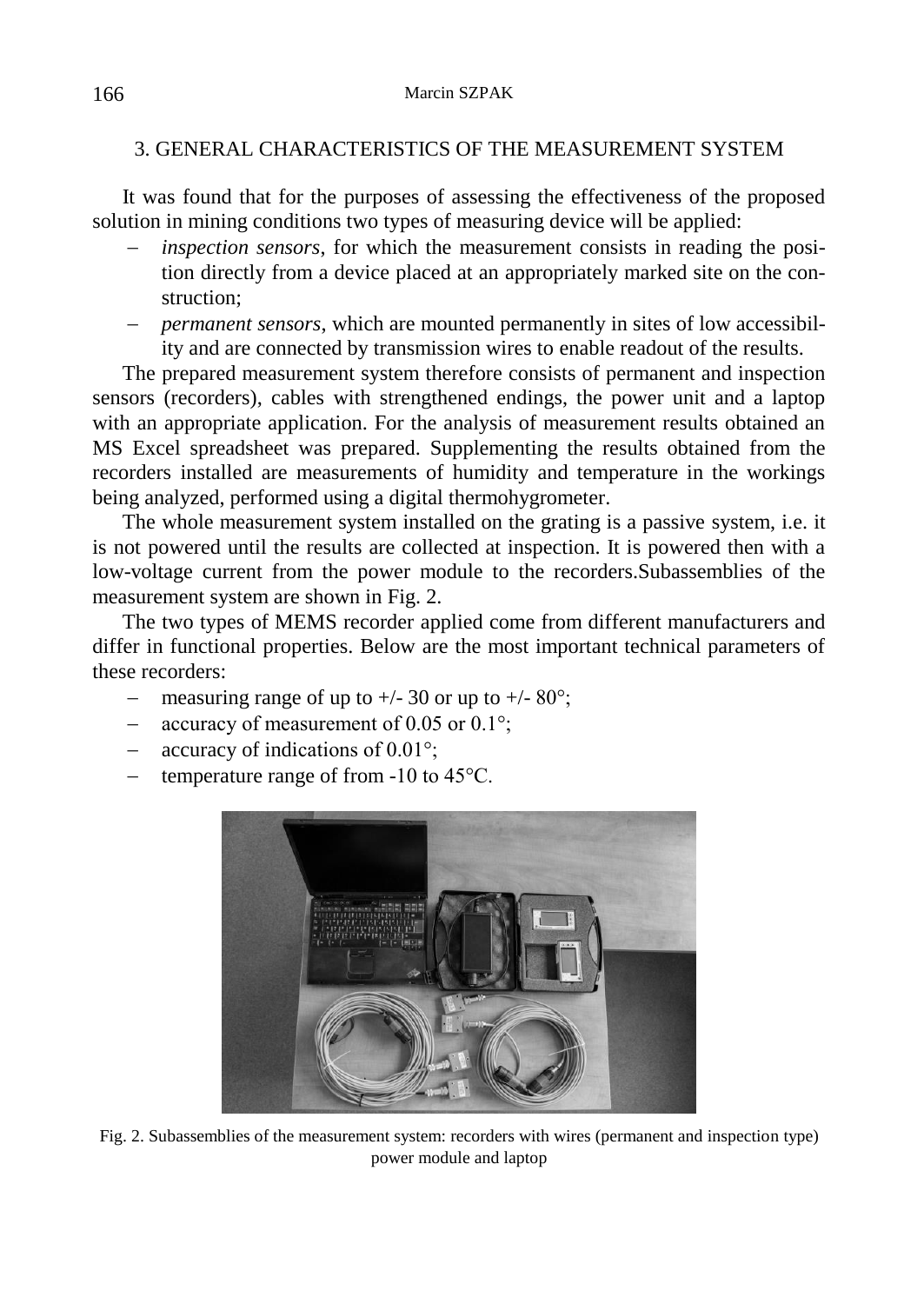## 3. GENERAL CHARACTERISTICS OF THE MEASUREMENT SYSTEM

It was found that for the purposes of assessing the effectiveness of the proposed solution in mining conditions two types of measuring device will be applied:

- *inspection sensors*, for which the measurement consists in reading the position directly from a device placed at an appropriately marked site on the construction;
- *permanent sensors*, which are mounted permanently in sites of low accessibility and are connected by transmission wires to enable readout of the results.

The prepared measurement system therefore consists of permanent and inspection sensors (recorders), cables with strengthened endings, the power unit and a laptop with an appropriate application. For the analysis of measurement results obtained an MS Excel spreadsheet was prepared. Supplementing the results obtained from the recorders installed are measurements of humidity and temperature in the workings being analyzed, performed using a digital thermohygrometer.

The whole measurement system installed on the grating is a passive system, i.e. it is not powered until the results are collected at inspection. It is powered then with a low-voltage current from the power module to the recorders.Subassemblies of the measurement system are shown in Fig. 2.

The two types of MEMS recorder applied come from different manufacturers and differ in functional properties. Below are the most important technical parameters of these recorders:

- measuring range of up to +/- 30 or up to +/- 80°;
- accuracy of measurement of 0.05 or 0.1°;
- accuracy of indications of 0.01°;
- temperature range of from -10 to 45°C.

Fig. 2. Subassemblies of the measurement system: recorders with wires (permanent and inspection type) power module and laptop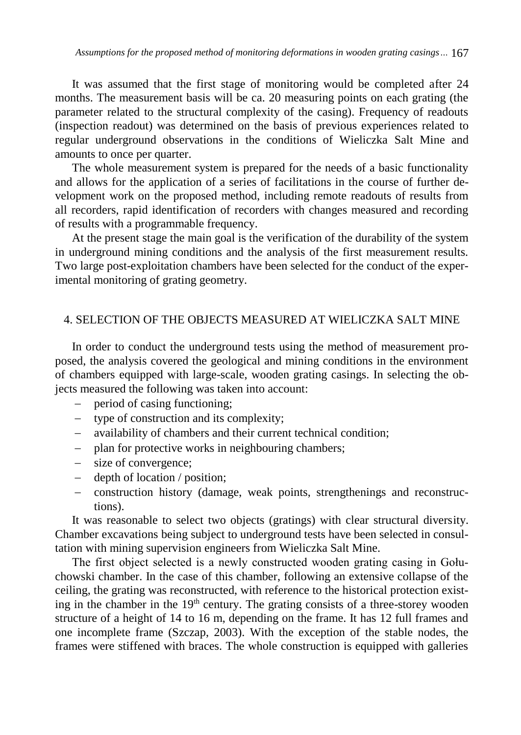It was assumed that the first stage of monitoring would be completed after 24 months. The measurement basis will be ca. 20 measuring points on each grating (the parameter related to the structural complexity of the casing). Frequency of readouts (inspection readout) was determined on the basis of previous experiences related to regular underground observations in the conditions of Wieliczka Salt Mine and amounts to once per quarter.

The whole measurement system is prepared for the needs of a basic functionality and allows for the application of a series of facilitations in the course of further development work on the proposed method, including remote readouts of results from all recorders, rapid identification of recorders with changes measured and recording of results with a programmable frequency.

At the present stage the main goal is the verification of the durability of the system in underground mining conditions and the analysis of the first measurement results. Two large post-exploitation chambers have been selected for the conduct of the experimental monitoring of grating geometry.

## 4. SELECTION OF THE OBJECTS MEASURED AT WIELICZKA SALT MINE

In order to conduct the underground tests using the method of measurement proposed, the analysis covered the geological and mining conditions in the environment of chambers equipped with large-scale, wooden grating casings. In selecting the objects measured the following was taken into account:

- period of casing functioning;
- type of construction and its complexity;
- availability of chambers and their current technical condition;
- plan for protective works in neighbouring chambers;
- size of convergence;
- depth of location / position;
- construction history (damage, weak points, strengthenings and reconstructions).

It was reasonable to select two objects (gratings) with clear structural diversity. Chamber excavations being subject to underground tests have been selected in consultation with mining supervision engineers from Wieliczka Salt Mine.

The first object selected is a newly constructed wooden grating casing in Gołuchowski chamber. In the case of this chamber, following an extensive collapse of the ceiling, the grating was reconstructed, with reference to the historical protection existing in the chamber in the 19th century. The grating consists of a three-storey wooden structure of a height of 14 to 16 m, depending on the frame. It has 12 full frames and one incomplete frame (Szczap, 2003). With the exception of the stable nodes, the frames were stiffened with braces. The whole construction is equipped with galleries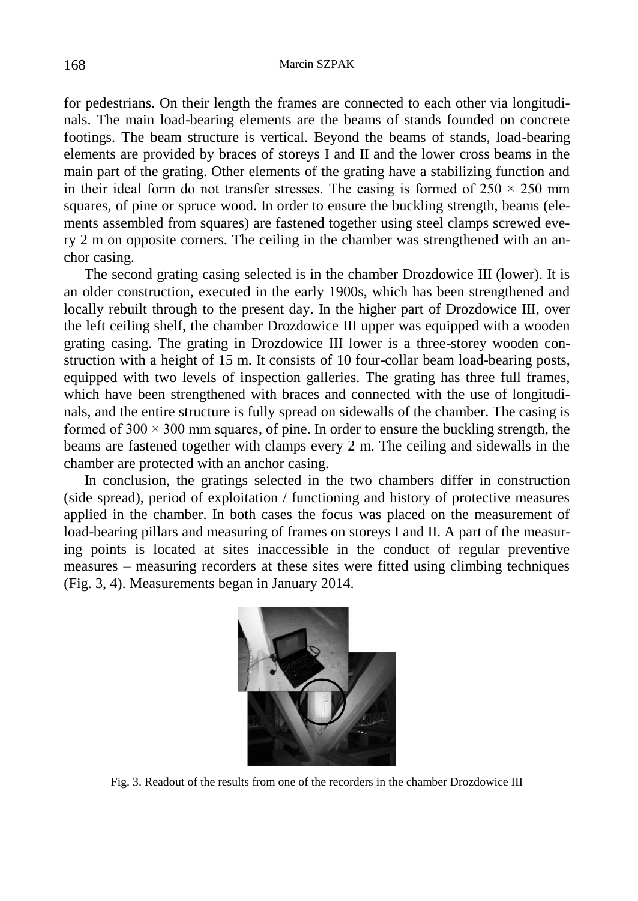for pedestrians. On their length the frames are connected to each other via longitudinals. The main load-bearing elements are the beams of stands founded on concrete footings. The beam structure is vertical. Beyond the beams of stands, load-bearing elements are provided by braces of storeys I and II and the lower cross beams in the main part of the grating. Other elements of the grating have a stabilizing function and in their ideal form do not transfer stresses. The casing is formed of $250 \times 250$ mm squares, of pine or spruce wood. In order to ensure the buckling strength, beams (elements assembled from squares) are fastened together using steel clamps screwed every 2 m on opposite corners. The ceiling in the chamber was strengthened with an anchor casing.

The second grating casing selected is in the chamber Drozdowice III (lower). It is an older construction, executed in the early 1900s, which has been strengthened and locally rebuilt through to the present day. In the higher part of Drozdowice III, over the left ceiling shelf, the chamber Drozdowice III upper was equipped with a wooden grating casing. The grating in Drozdowice III lower is a three-storey wooden construction with a height of 15 m. It consists of 10 four-collar beam load-bearing posts, equipped with two levels of inspection galleries. The grating has three full frames, which have been strengthened with braces and connected with the use of longitudinals, and the entire structure is fully spread on sidewalls of the chamber. The casing is formed of $300 \times 300$ mm squares, of pine. In order to ensure the buckling strength, the beams are fastened together with clamps every 2 m. The ceiling and sidewalls in the chamber are protected with an anchor casing.

In conclusion, the gratings selected in the two chambers differ in construction (side spread), period of exploitation / functioning and history of protective measures applied in the chamber. In both cases the focus was placed on the measurement of load-bearing pillars and measuring of frames on storeys I and II. A part of the measuring points is located at sites inaccessible in the conduct of regular preventive measures – measuring recorders at these sites were fitted using climbing techniques (Fig. 3, 4). Measurements began in January 2014.

Fig. 3. Readout of the results from one of the recorders in the chamber Drozdowice III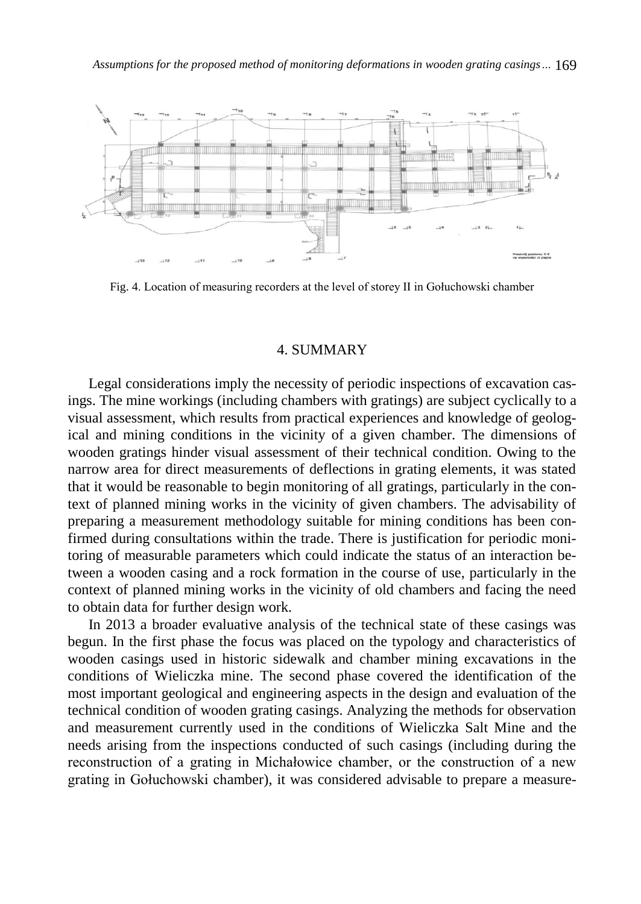Fig. 4. Location of measuring recorders at the level of storey II in Gołuchowski chamber

## 4. SUMMARY

Legal considerations imply the necessity of periodic inspections of excavation casings. The mine workings (including chambers with gratings) are subject cyclically to a visual assessment, which results from practical experiences and knowledge of geological and mining conditions in the vicinity of a given chamber. The dimensions of wooden gratings hinder visual assessment of their technical condition. Owing to the narrow area for direct measurements of deflections in grating elements, it was stated that it would be reasonable to begin monitoring of all gratings, particularly in the context of planned mining works in the vicinity of given chambers. The advisability of preparing a measurement methodology suitable for mining conditions has been confirmed during consultations within the trade. There is justification for periodic monitoring of measurable parameters which could indicate the status of an interaction between a wooden casing and a rock formation in the course of use, particularly in the context of planned mining works in the vicinity of old chambers and facing the need to obtain data for further design work.

In 2013 a broader evaluative analysis of the technical state of these casings was begun. In the first phase the focus was placed on the typology and characteristics of wooden casings used in historic sidewalk and chamber mining excavations in the conditions of Wieliczka mine. The second phase covered the identification of the most important geological and engineering aspects in the design and evaluation of the technical condition of wooden grating casings. Analyzing the methods for observation and measurement currently used in the conditions of Wieliczka Salt Mine and the needs arising from the inspections conducted of such casings (including during the reconstruction of a grating in Michałowice chamber, or the construction of a new grating in Gołuchowski chamber), it was considered advisable to prepare a measure-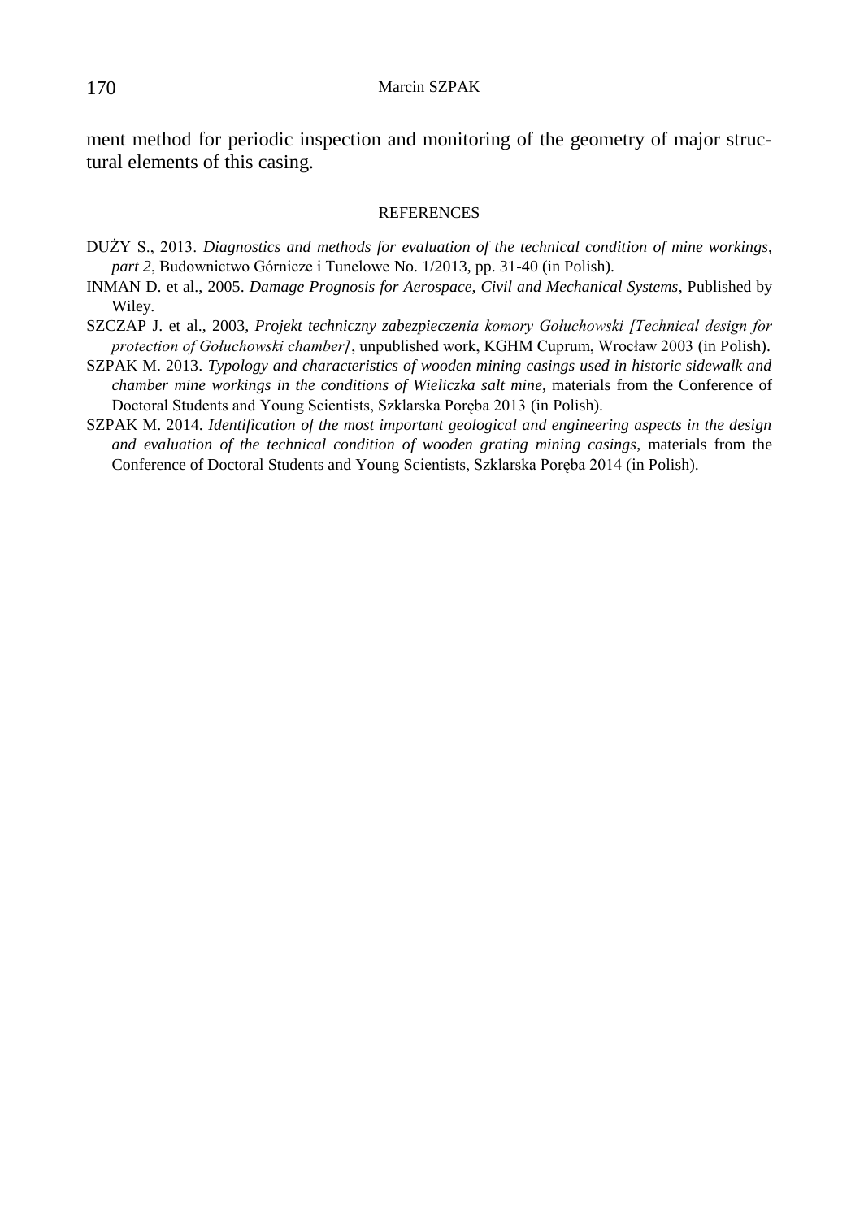ment method for periodic inspection and monitoring of the geometry of major structural elements of this casing.

## REFERENCES

DUŻY S., 2013. *Diagnostics and methods for evaluation of the technical condition of mine workings, part 2*, Budownictwo Górnicze i Tunelowe No. 1/2013, pp. 31-40 (in Polish).

INMAN D. et al., 2005. *Damage Prognosis for Aerospace, Civil and Mechanical Systems*, Published by Wiley.

SZCZAP J. et al., 2003, *Projekt techniczny zabezpieczenia komory Gołuchowski [Technical design for protection of Gołuchowski chamber]*, unpublished work, KGHM Cuprum, Wrocław 2003 (in Polish).

SZPAK M. 2013. *Typology and characteristics of wooden mining casings used in historic sidewalk and chamber mine workings in the conditions of Wieliczka salt mine*, materials from the Conference of Doctoral Students and Young Scientists, Szklarska Poręba 2013 (in Polish).

SZPAK M. 2014. *Identification of the most important geological and engineering aspects in the design and evaluation of the technical condition of wooden grating mining casings*, materials from the Conference of Doctoral Students and Young Scientists, Szklarska Poręba 2014 (in Polish).